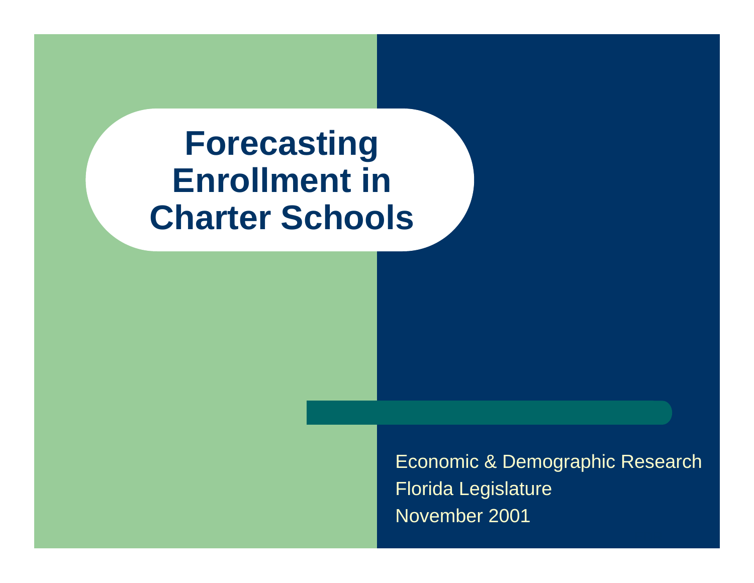# Forecasting Enrollment in Charter Schools

Economic & Demographic Research

Florida Legislature

November 2001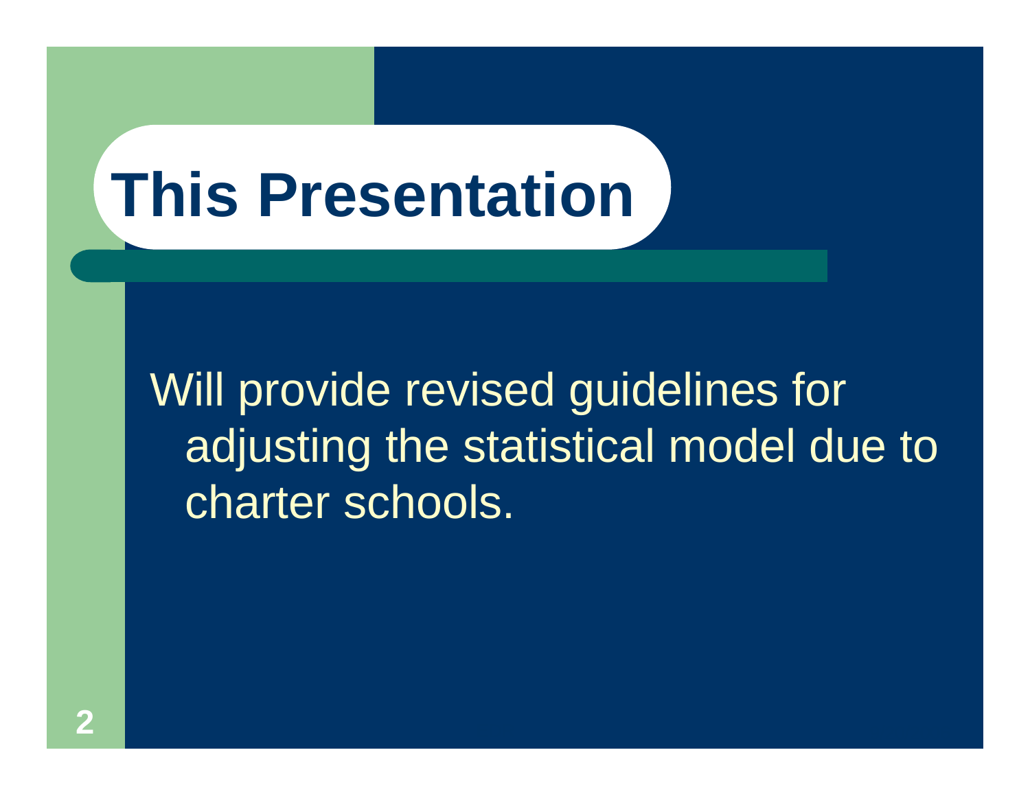# This Presentation

Will provide revised guidelines for adjusting the statistical model due to charter schools.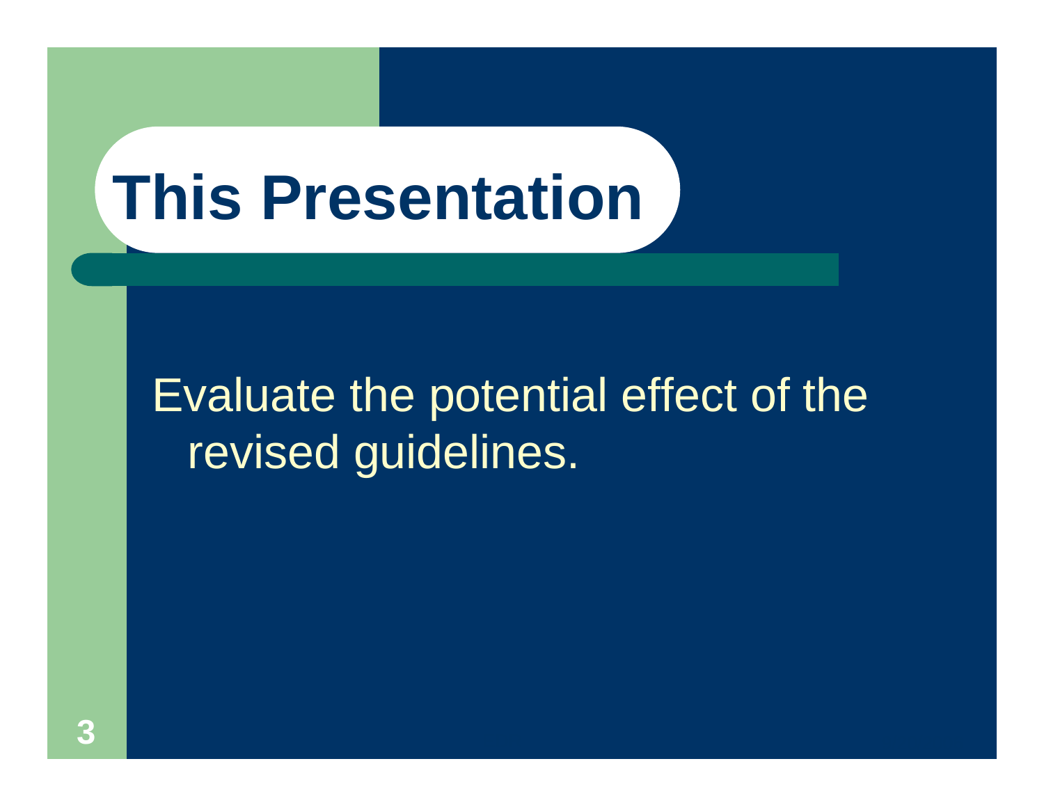# This Presentation

Evaluate the potential effect of the revised guidelines.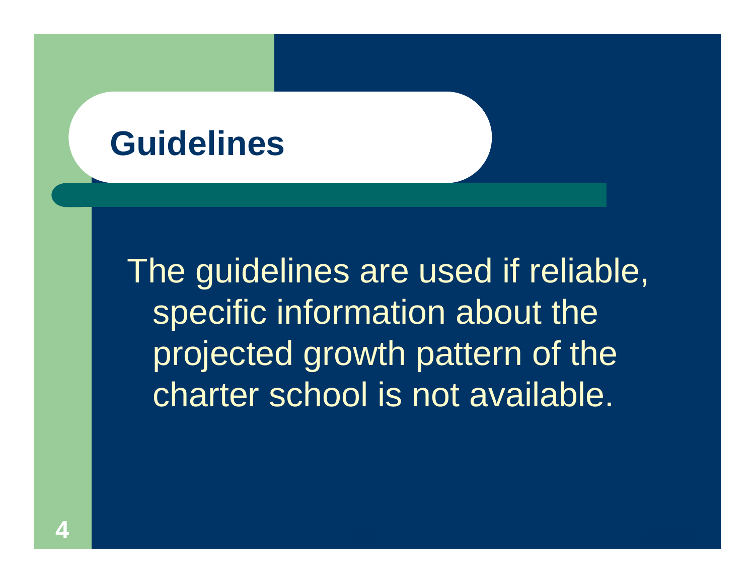# Guidelines

The guidelines are used if reliable, specific information about the projected growth pattern of the charter school is not available.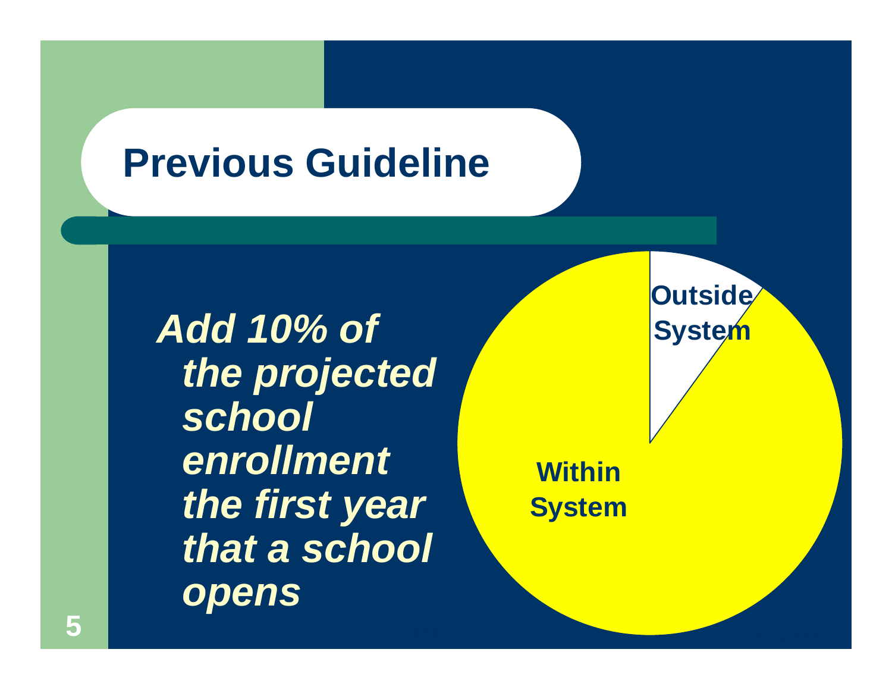# Previous Guideline

***Add 10% of the projected school enrollment the first year that a school opens***

Outside System

Within System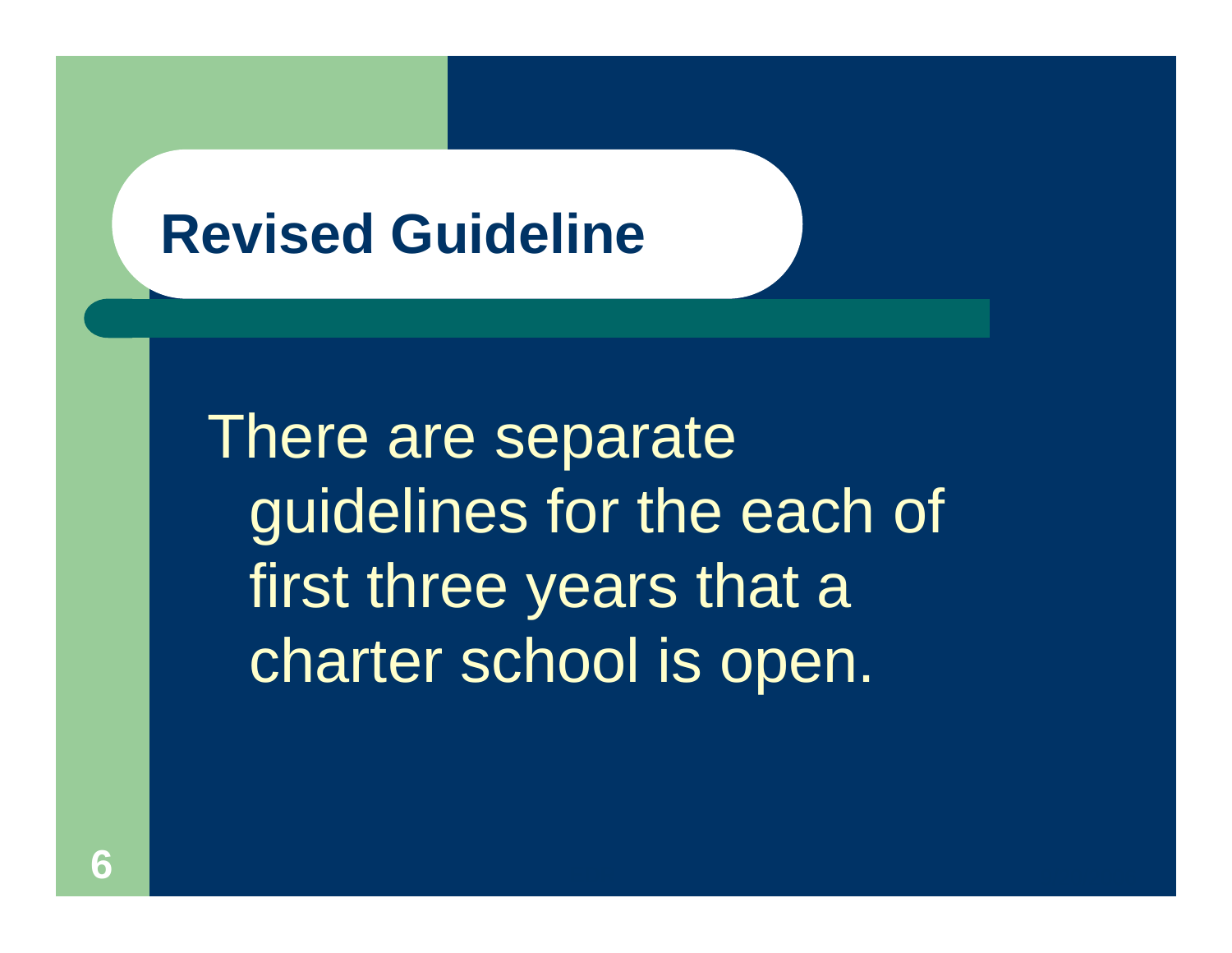# Revised Guideline

There are separate guidelines for the each of first three years that a charter school is open.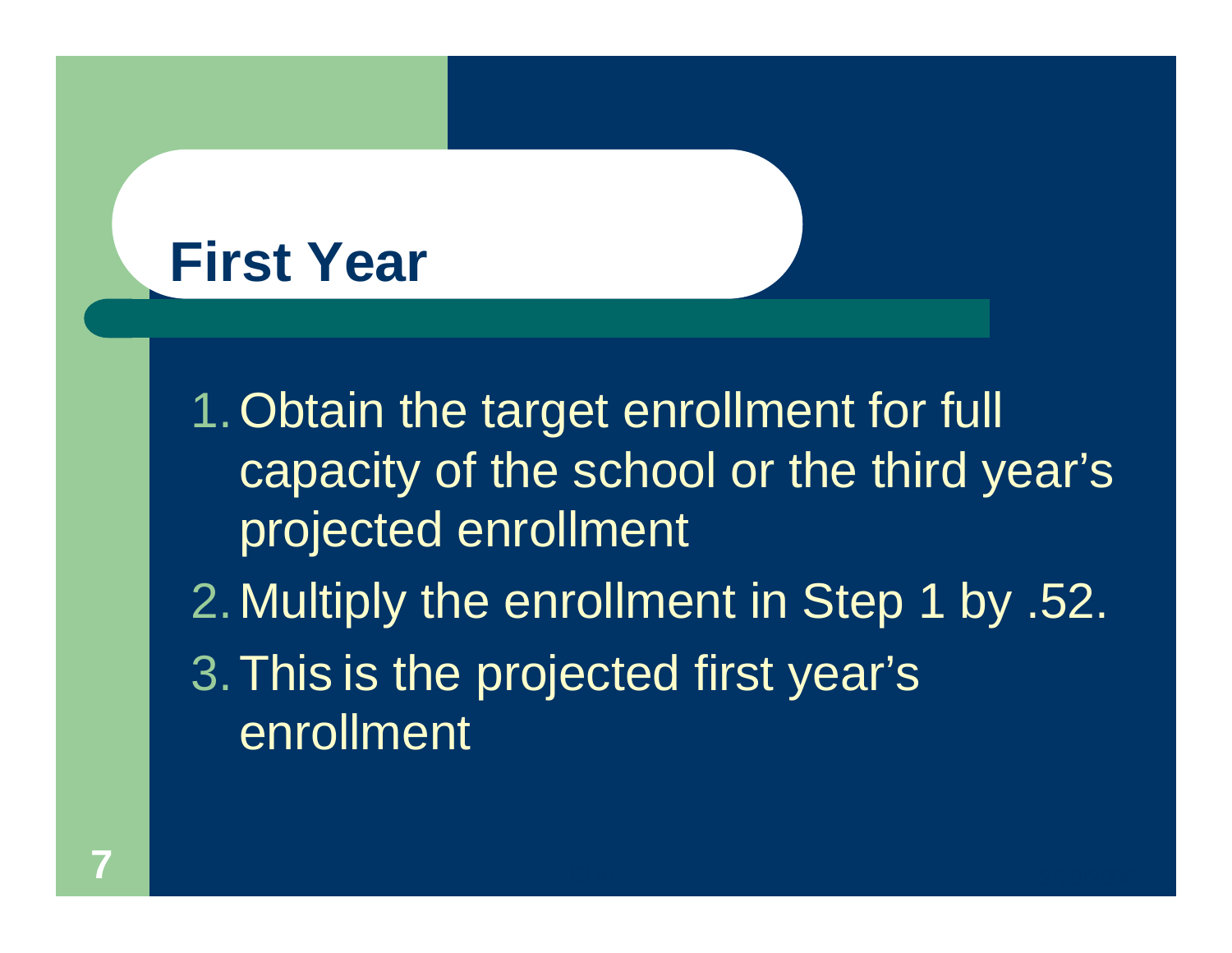# First Year

1. Obtain the target enrollment for full capacity of the school or the third year's projected enrollment
2. Multiply the enrollment in Step 1 by .52.
3. This is the projected first year's enrollment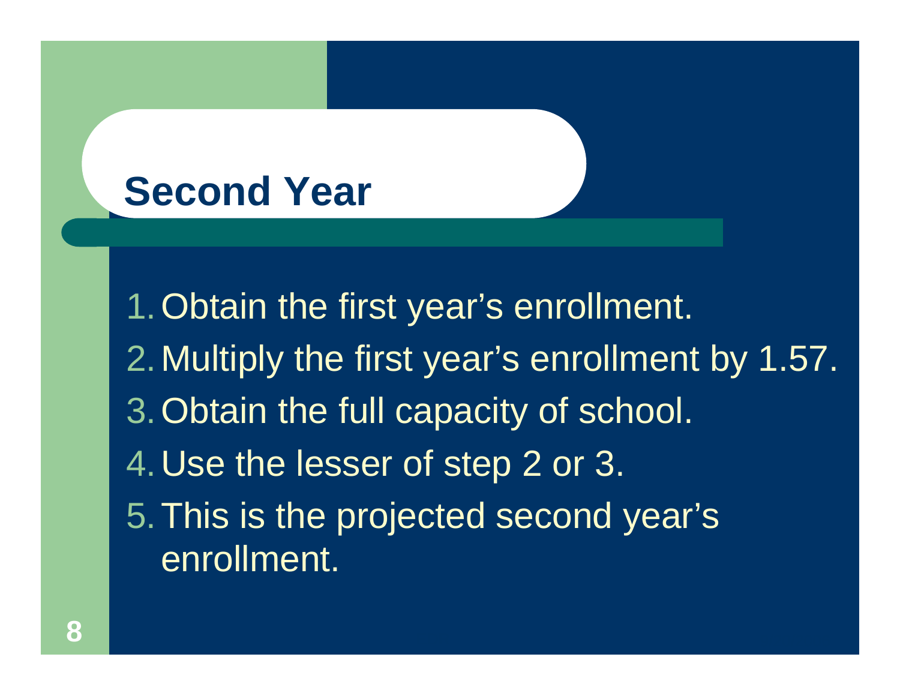# Second Year

1. Obtain the first year's enrollment.
2. Multiply the first year's enrollment by 1.57.
3. Obtain the full capacity of school.
4. Use the lesser of step 2 or 3.
5. This is the projected second year's enrollment.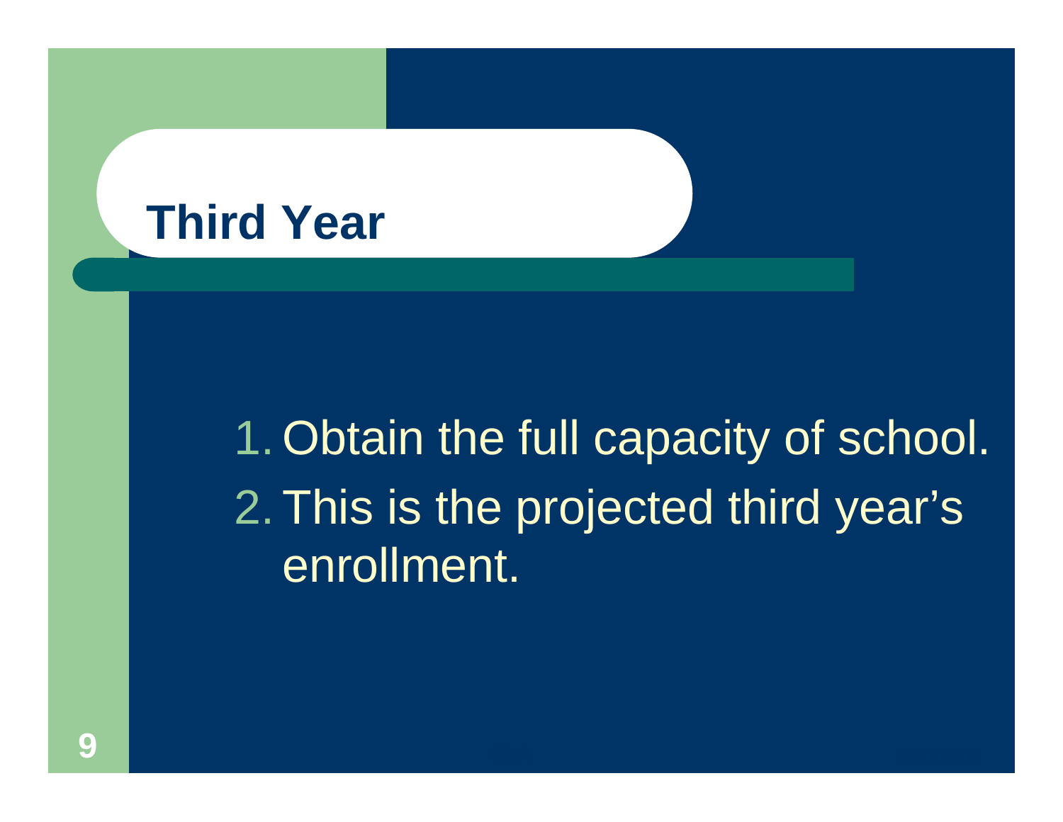# Third Year

1. Obtain the full capacity of school.
2. This is the projected third year's enrollment.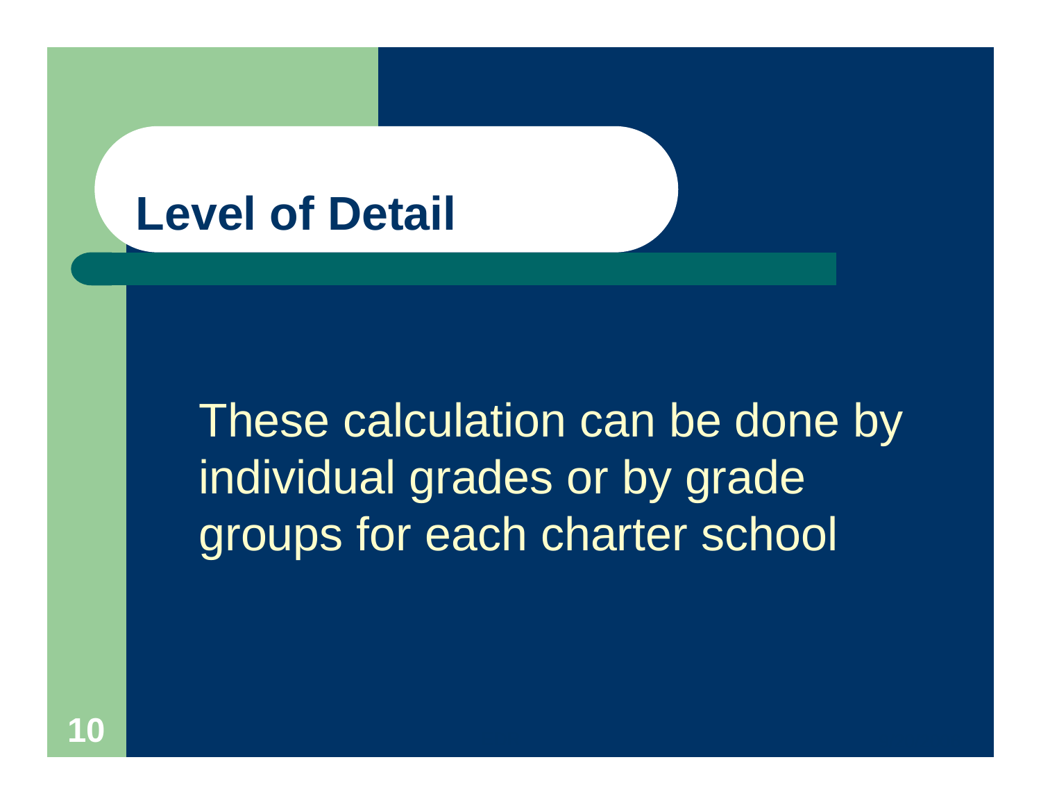# Level of Detail

These calculation can be done by individual grades or by grade groups for each charter school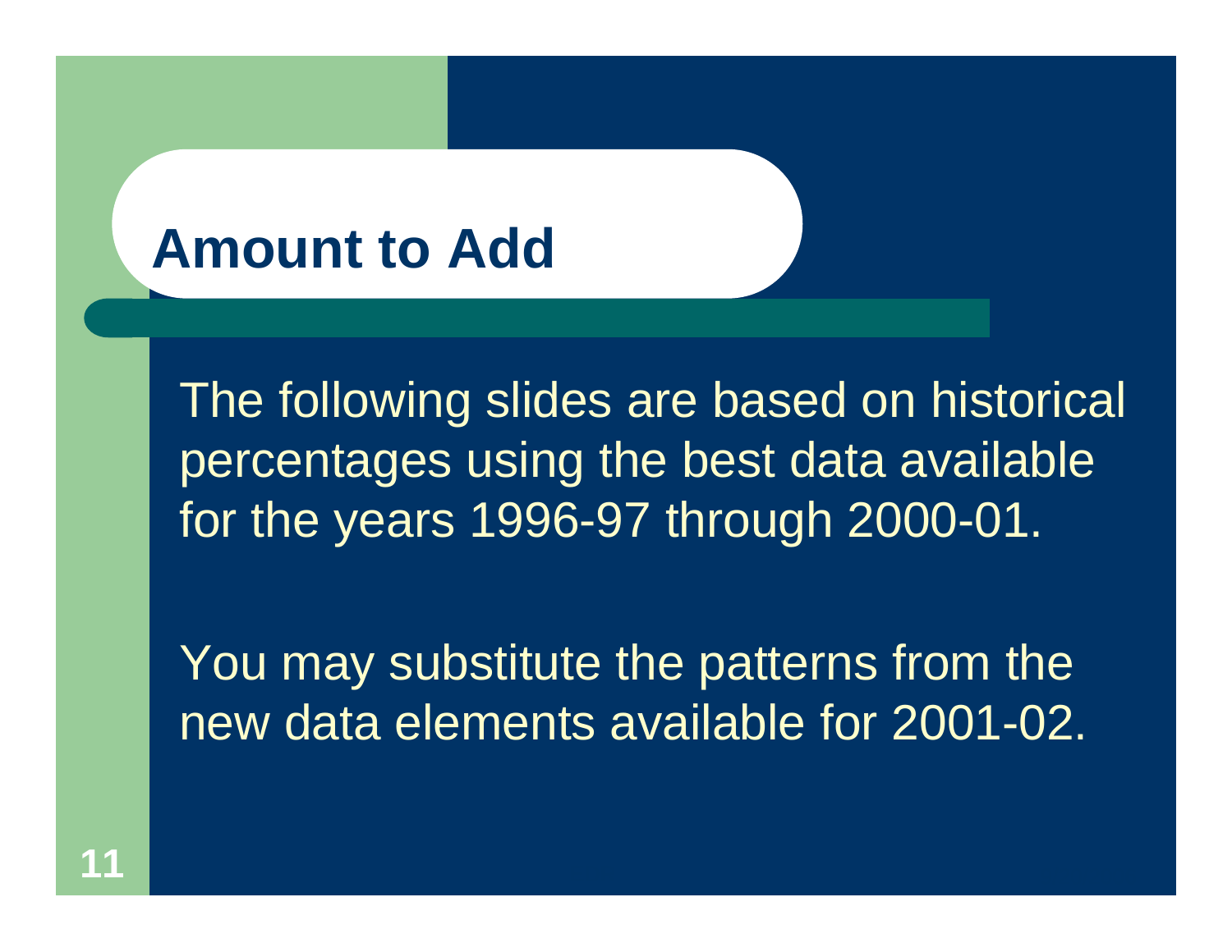# Amount to Add

The following slides are based on historical percentages using the best data available for the years 1996-97 through 2000-01.

You may substitute the patterns from the new data elements available for 2001-02.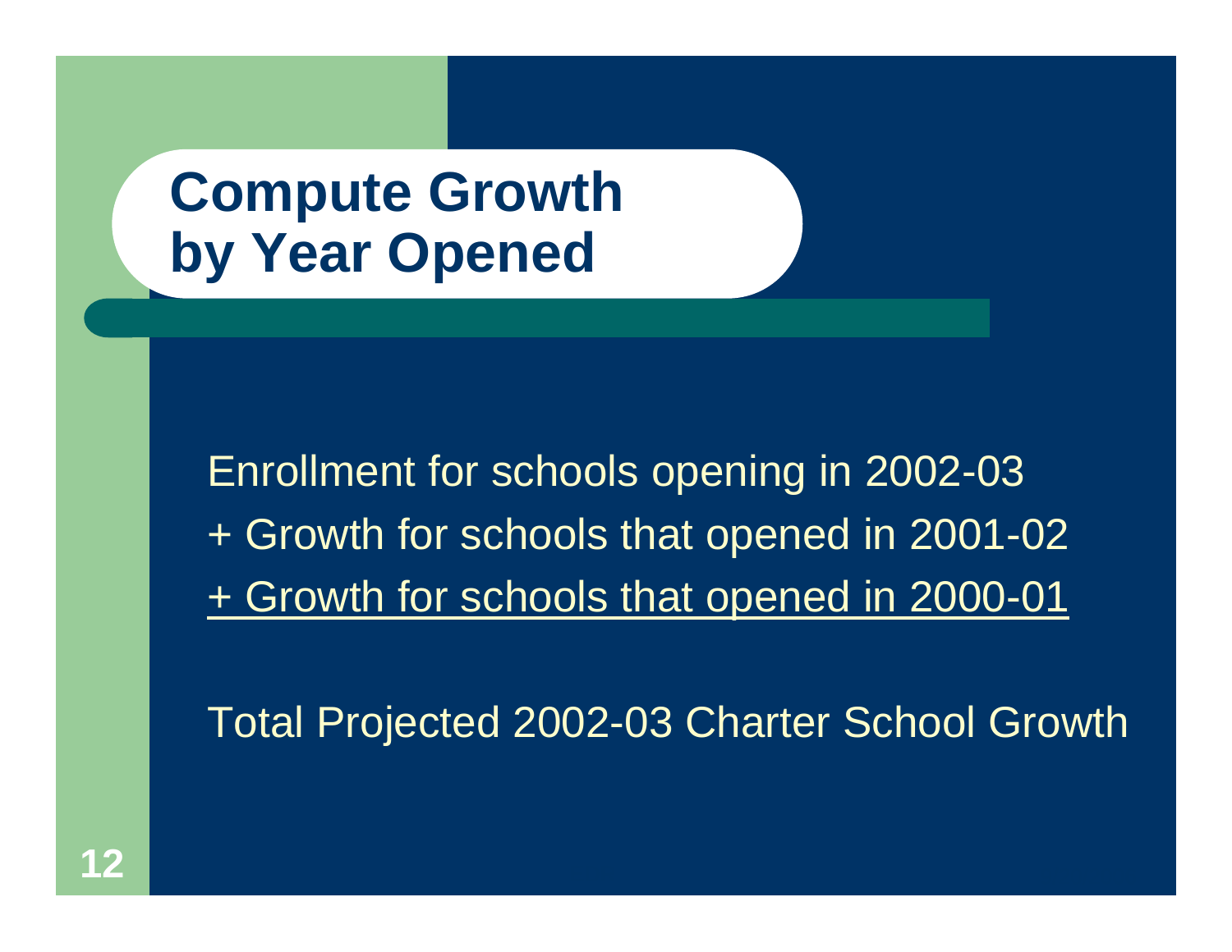# Compute Growth by Year Opened

Enrollment for schools opening in 2002-03
+ Growth for schools that opened in 2001-02
<u>+ Growth for schools that opened in 2000-01</u>

Total Projected 2002-03 Charter School Growth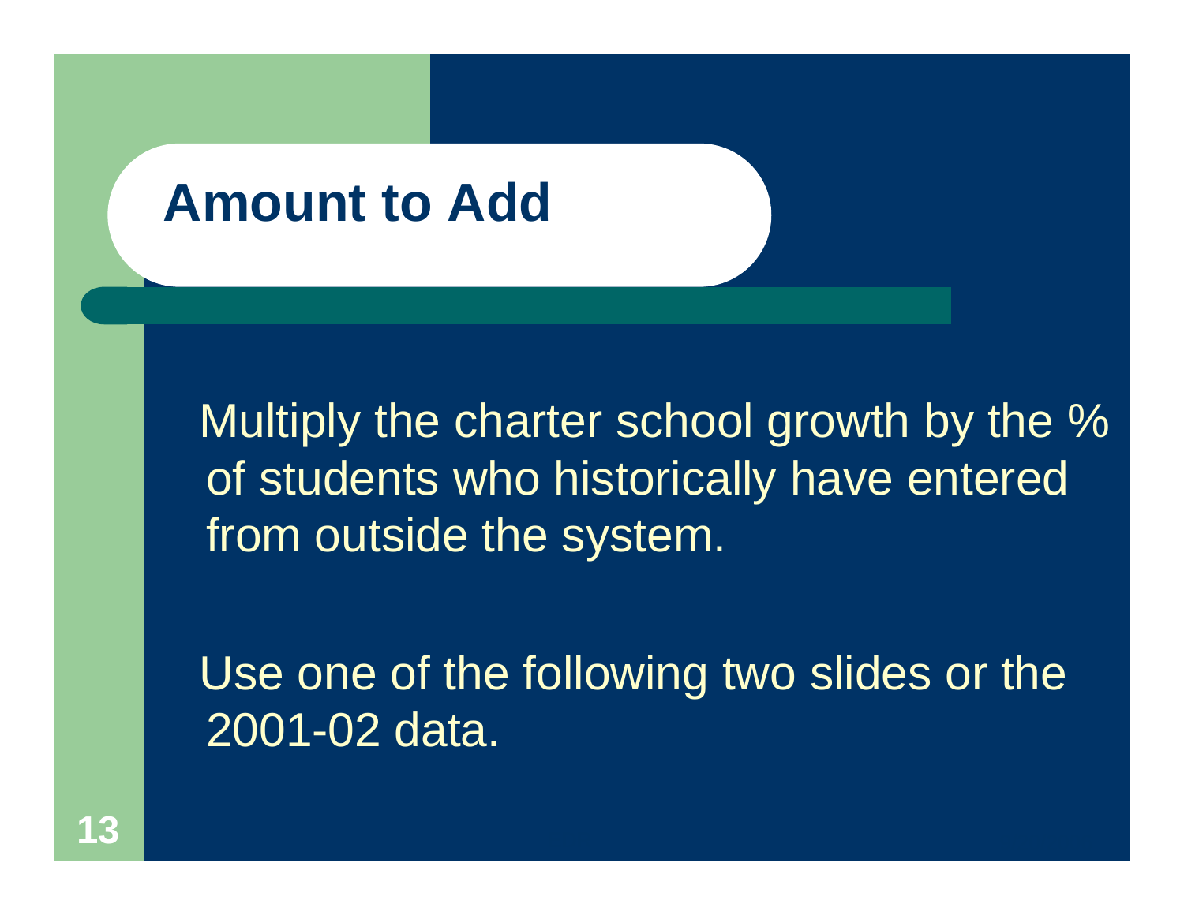# Amount to Add

Multiply the charter school growth by the % of students who historically have entered from outside the system.

Use one of the following two slides or the 2001-02 data.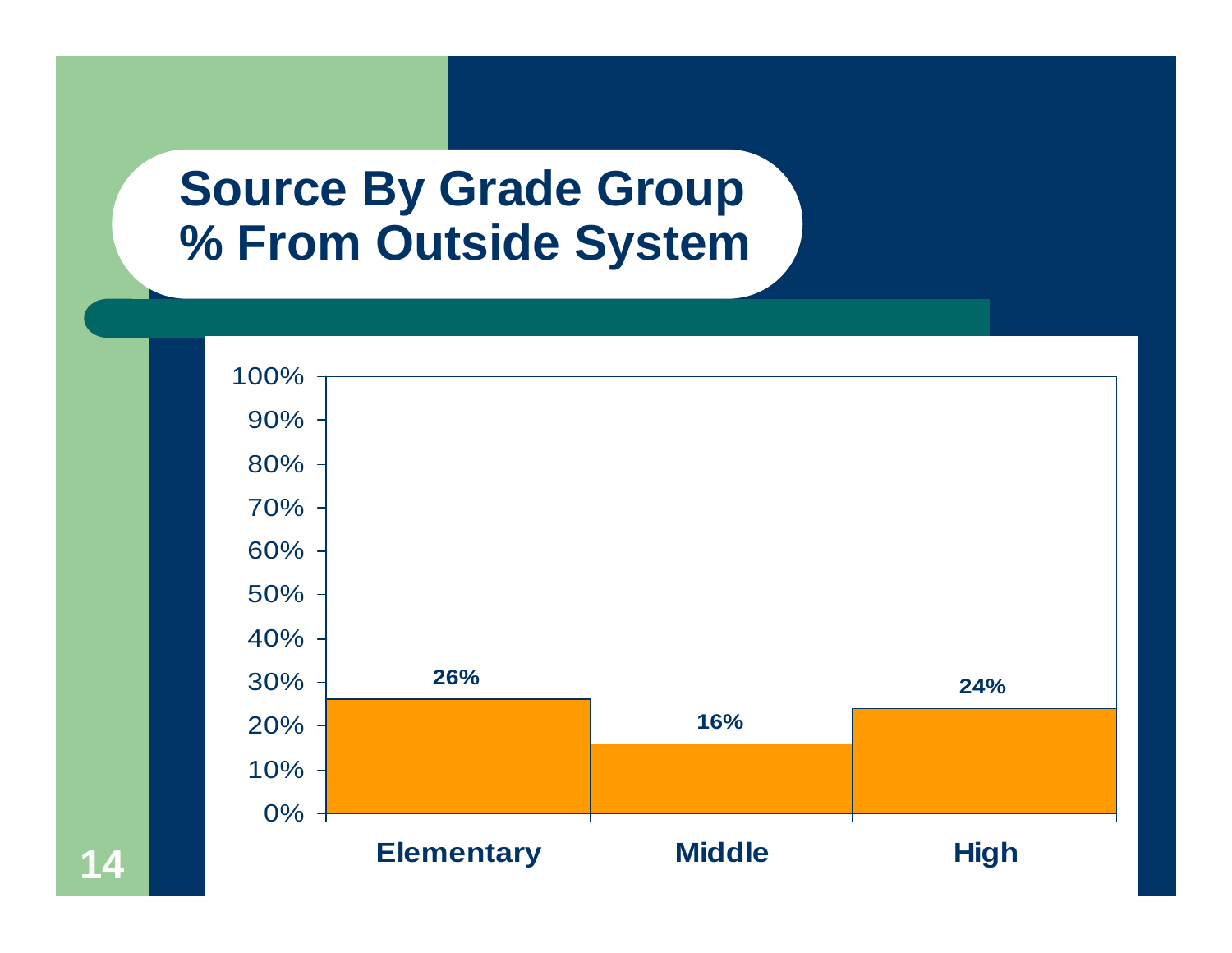# Source By Grade Group
# % From Outside System

| Grade Group | % From Outside System |
| --- | --- |
| Elementary | 26% |
| Middle | 16% |
| High | 24% |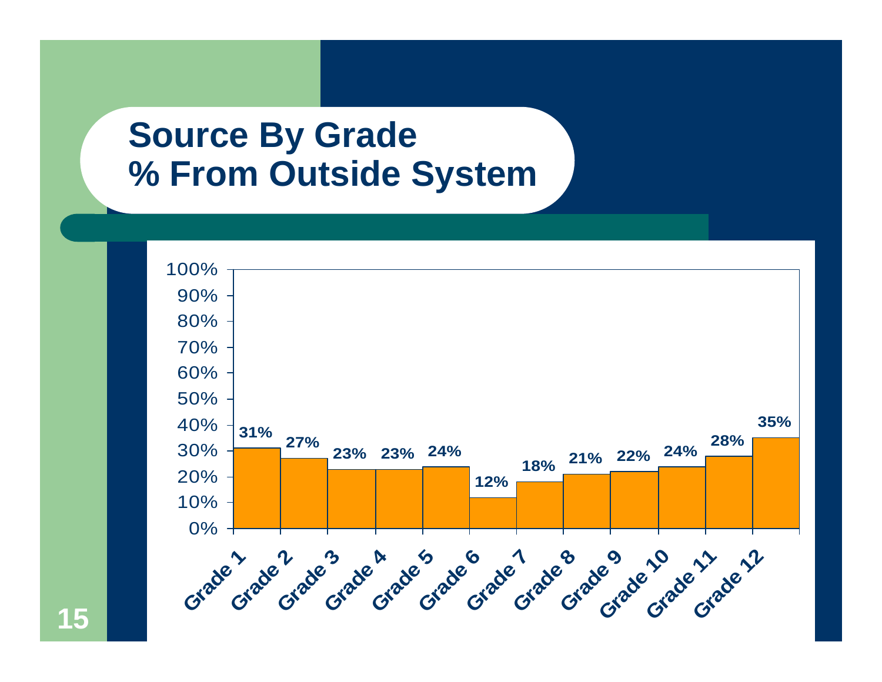# Source By Grade
# % From Outside System

| Grade | % From Outside System |
|---|---|
| Grade 1 | 31% |
| Grade 2 | 27% |
| Grade 3 | 23% |
| Grade 4 | 23% |
| Grade 5 | 24% |
| Grade 6 | 12% |
| Grade 7 | 18% |
| Grade 8 | 21% |
| Grade 9 | 22% |
| Grade 10 | 24% |
| Grade 11 | 28% |
| Grade 12 | 35% |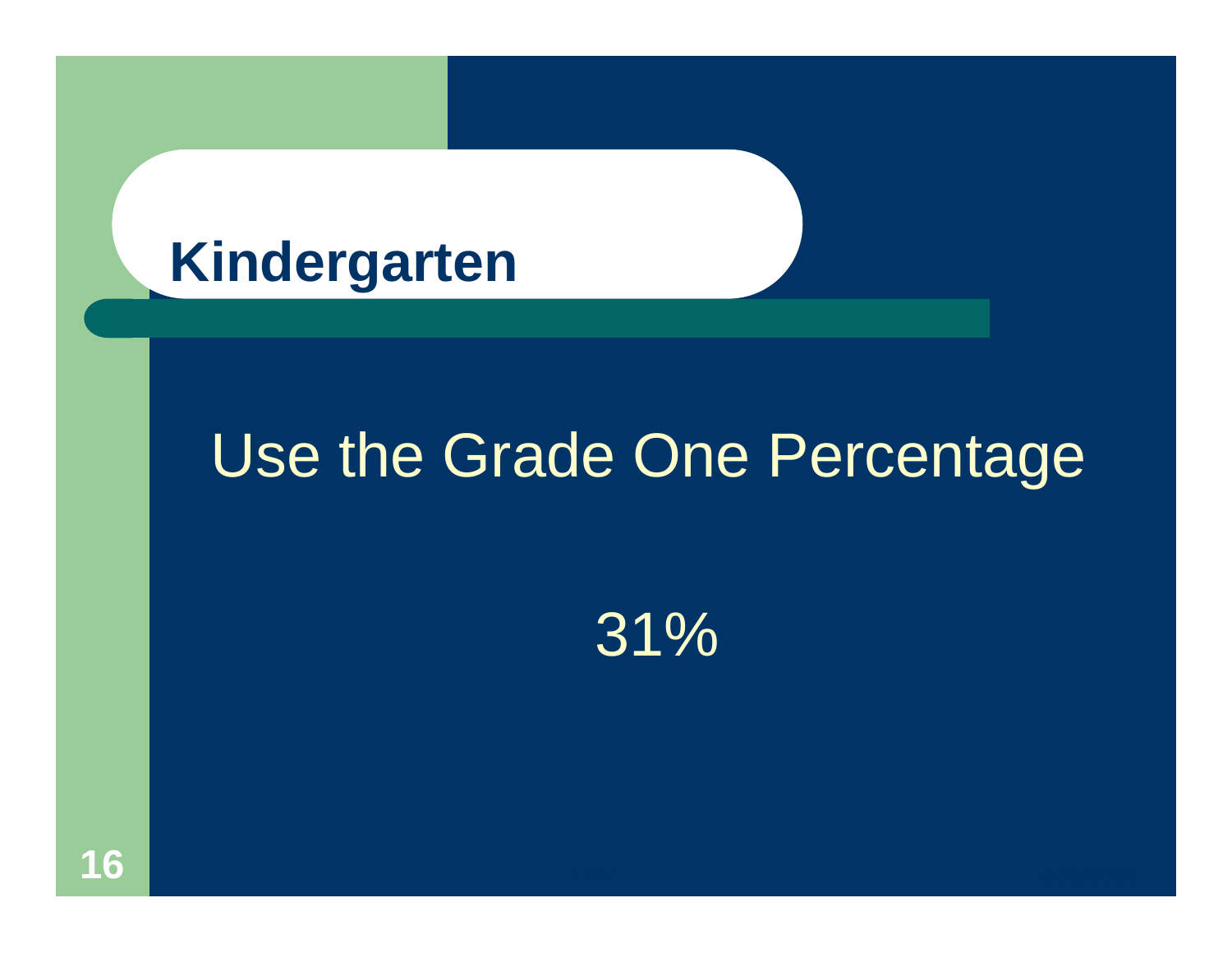# Kindergarten

Use the Grade One Percentage

31%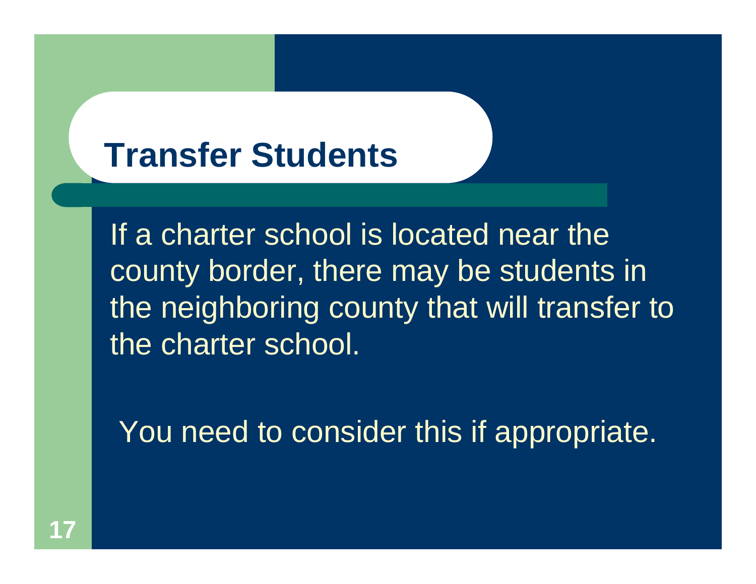# Transfer Students

If a charter school is located near the county border, there may be students in the neighboring county that will transfer to the charter school.

You need to consider this if appropriate.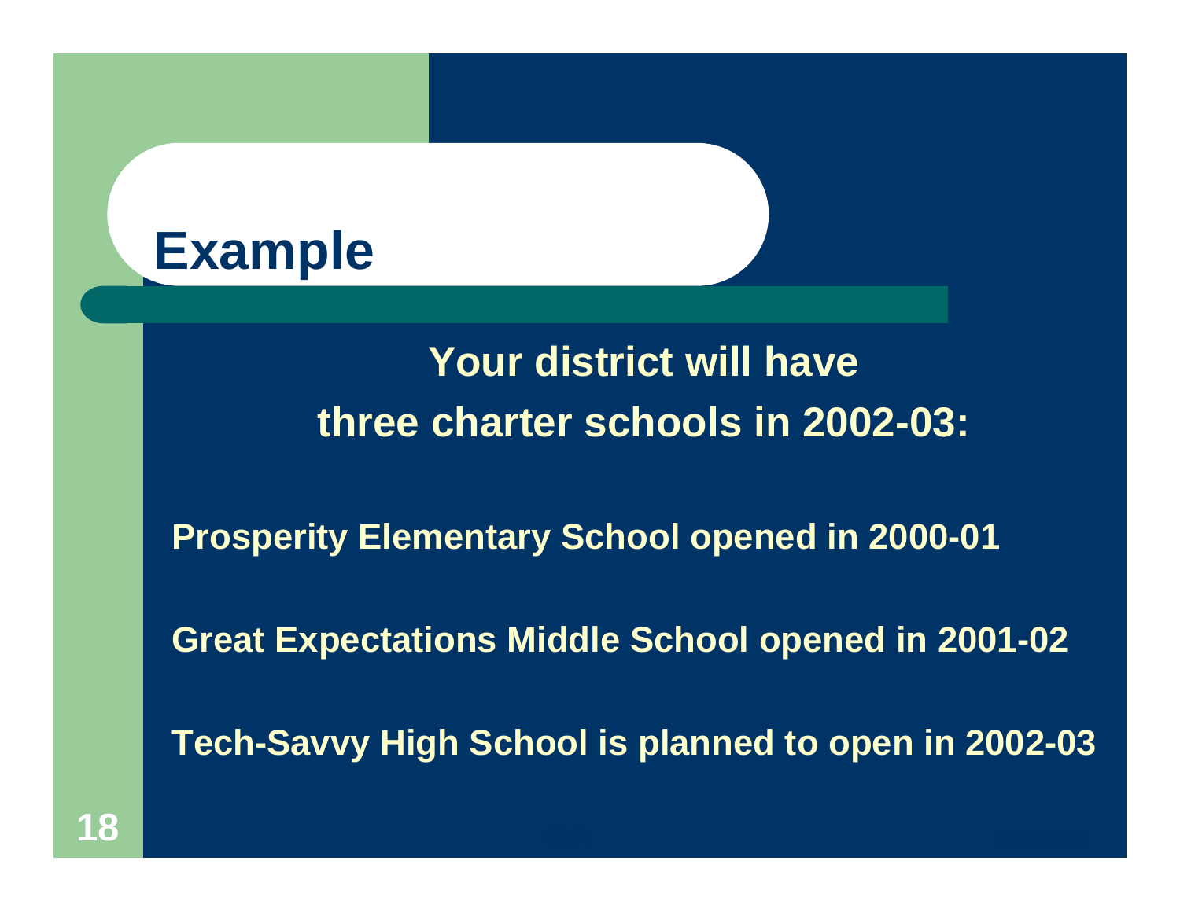# Example

**Your district will have three charter schools in 2002-03:**

**Prosperity Elementary School opened in 2000-01**

**Great Expectations Middle School opened in 2001-02**

**Tech-Savvy High School is planned to open in 2002-03**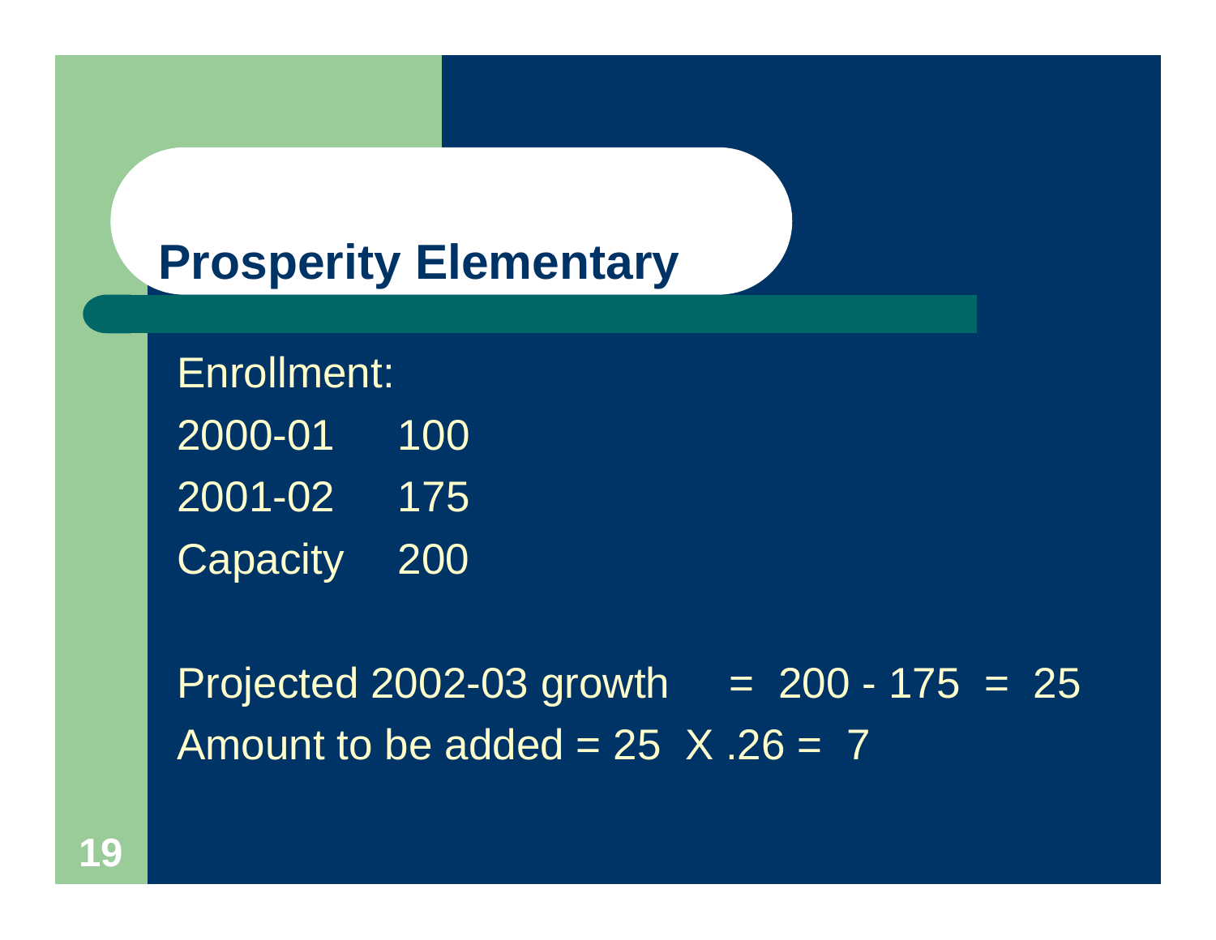# Prosperity Elementary

Enrollment:

| | |
|---|---|
| 2000-01 | 100 |
| 2001-02 | 175 |
| Capacity | 200 |

Projected 2002-03 growth = 200 - 175 = 25

Amount to be added = 25 X .26 = 7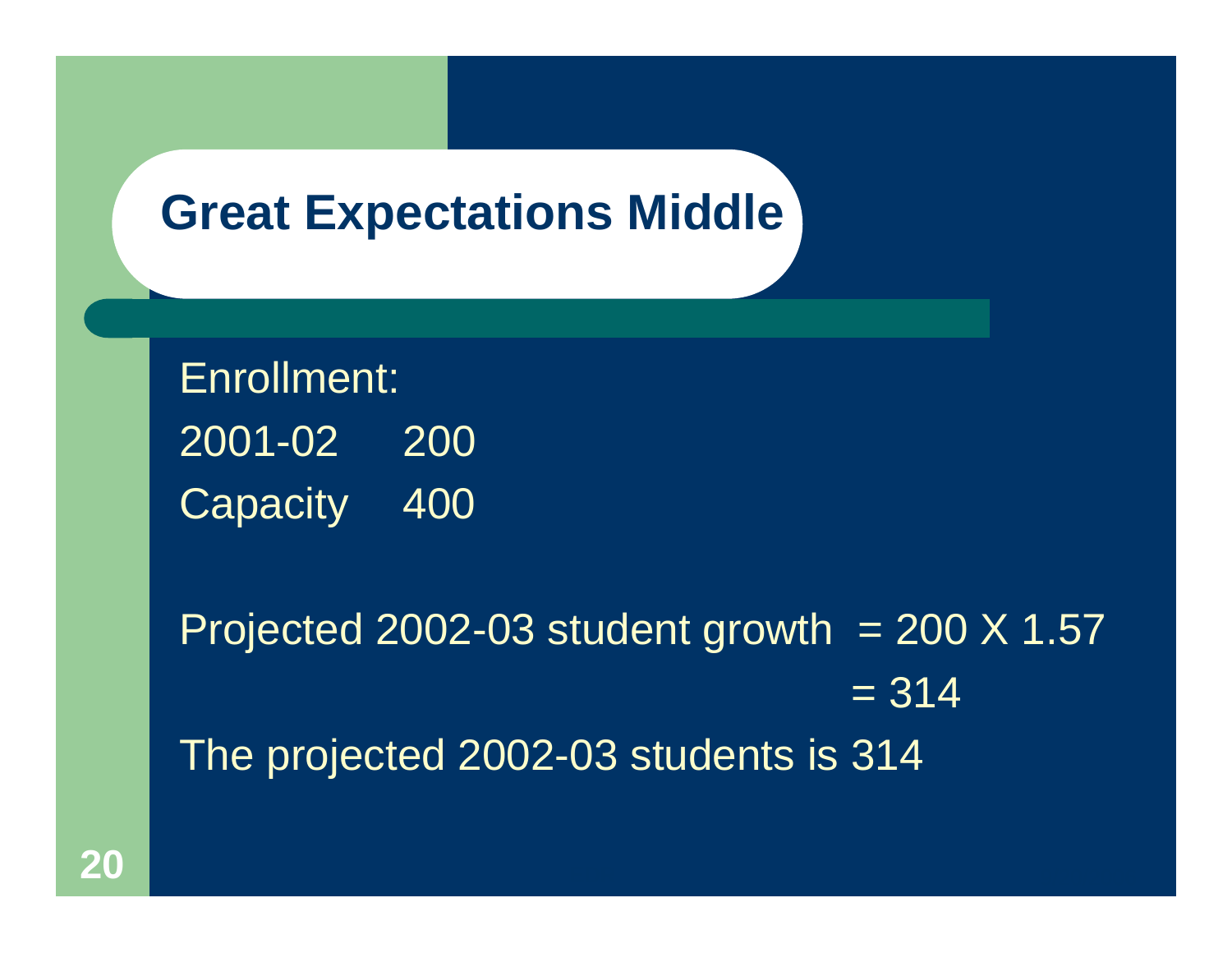# Great Expectations Middle

Enrollment:

| | |
|---|---|
| 2001-02 | 200 |
| Capacity | 400 |

Projected 2002-03 student growth = 200 X 1.57

= 314

The projected 2002-03 students is 314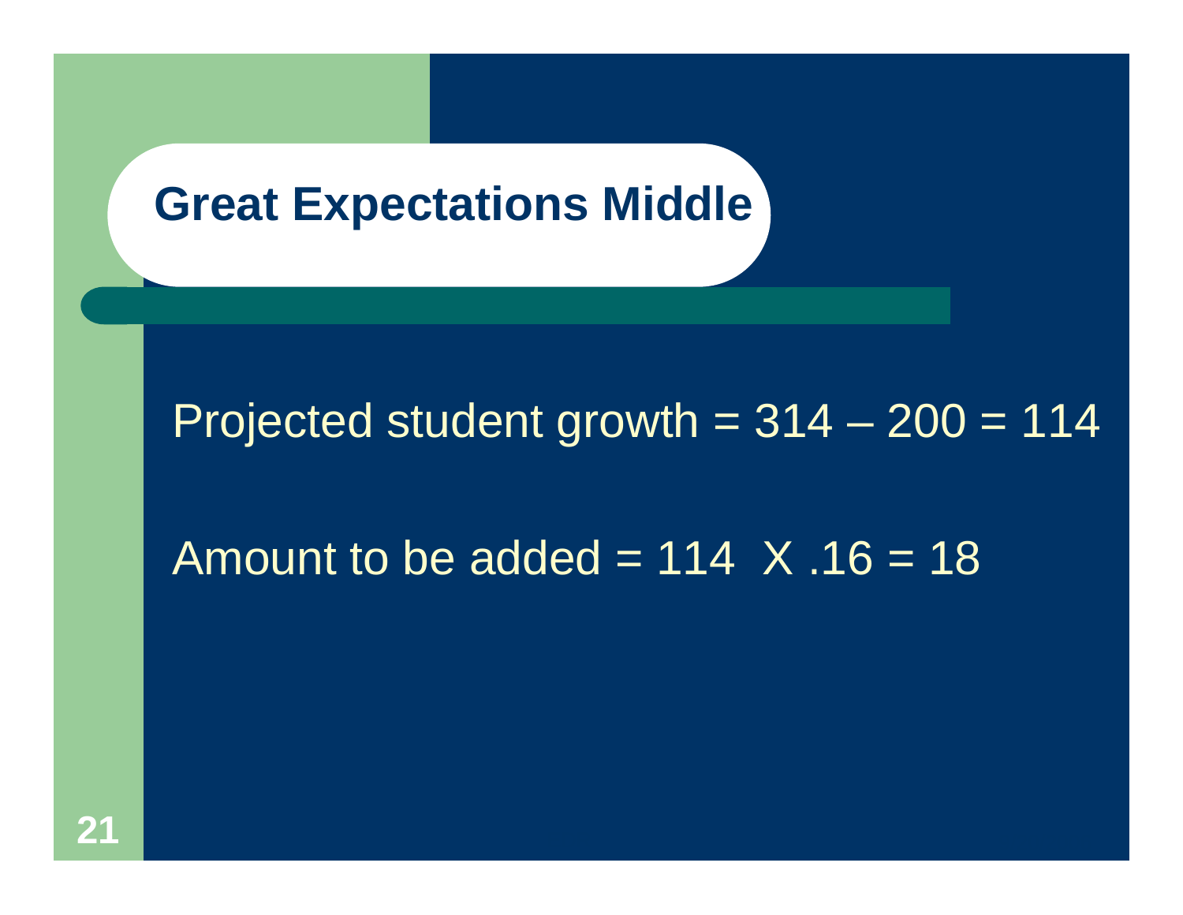# Great Expectations Middle

Projected student growth = 314 – 200 = 114

Amount to be added = 114 X .16 = 18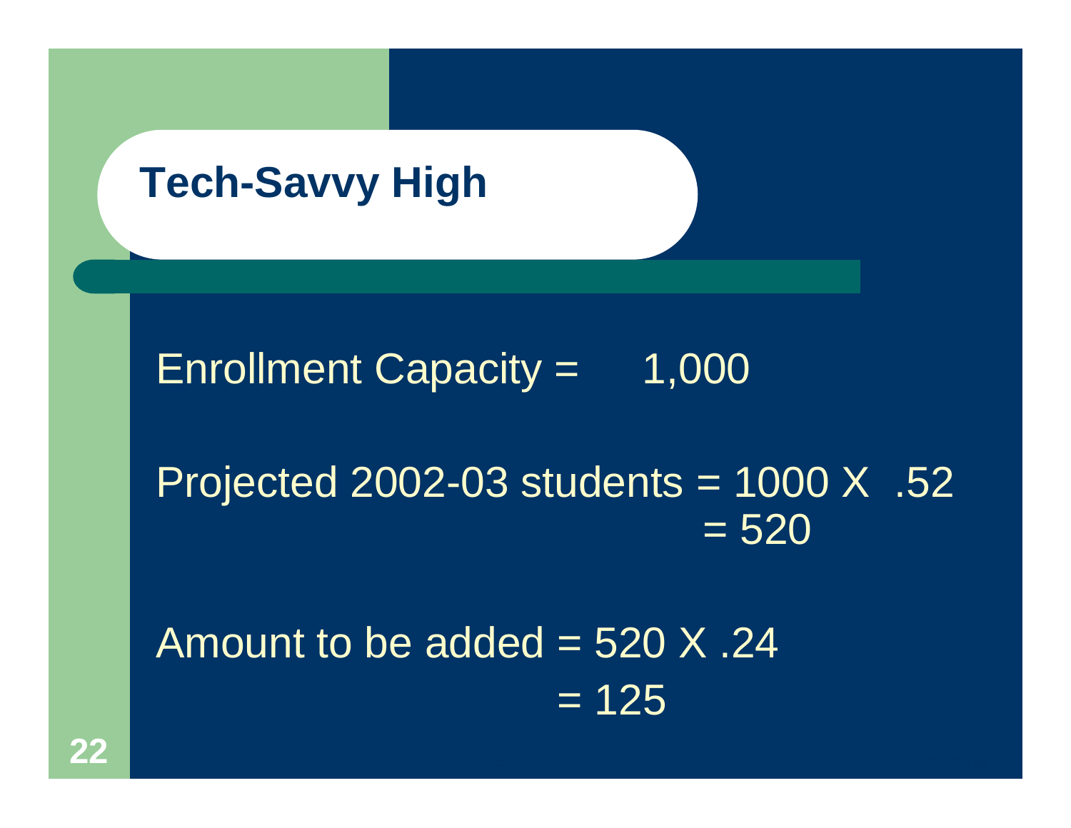# Tech-Savvy High

Enrollment Capacity = 1,000

Projected 2002-03 students = 1000 X .52
= 520

Amount to be added = 520 X .24
= 125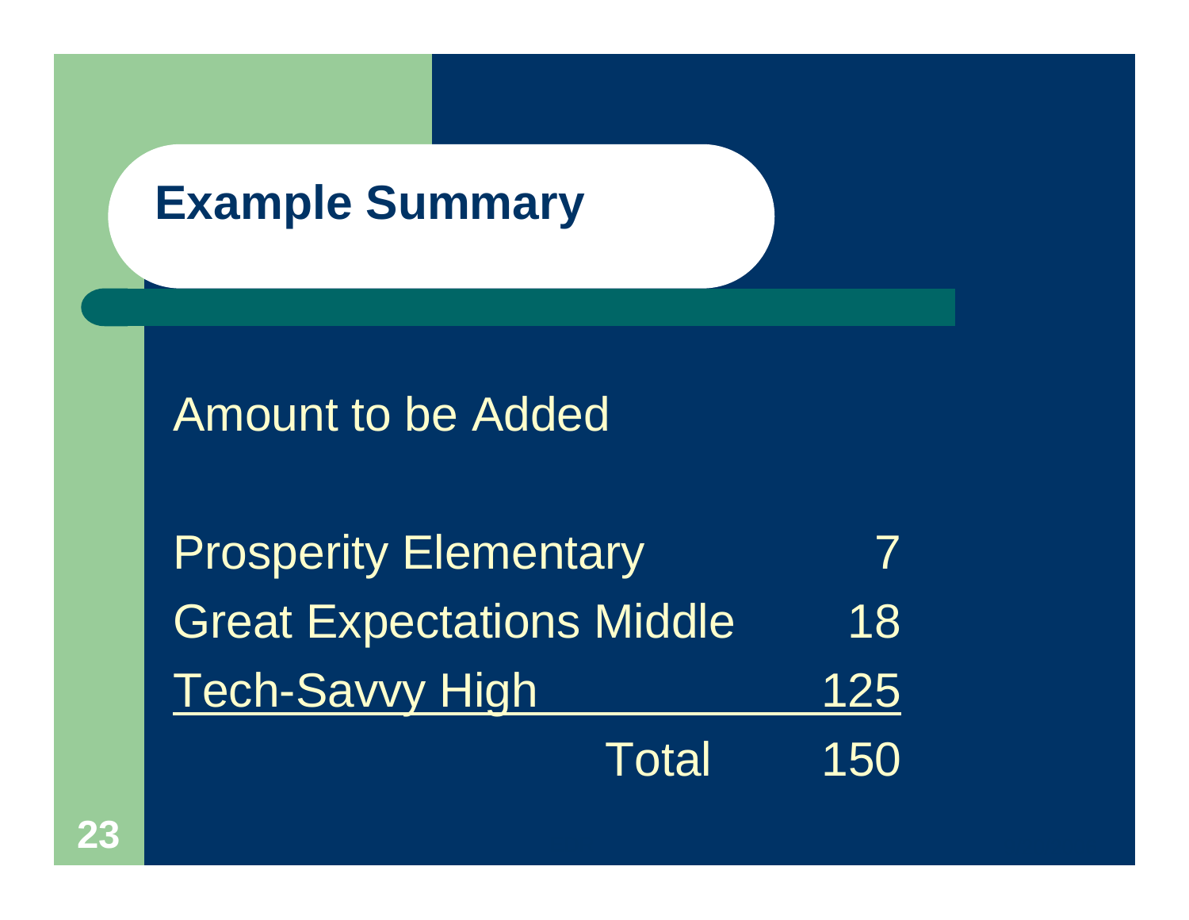# Example Summary

Amount to be Added

| School | Amount |
| --- | --- |
| Prosperity Elementary | 7 |
| Great Expectations Middle | 18 |
| Tech-Savvy High | 125 |
| Total | 150 |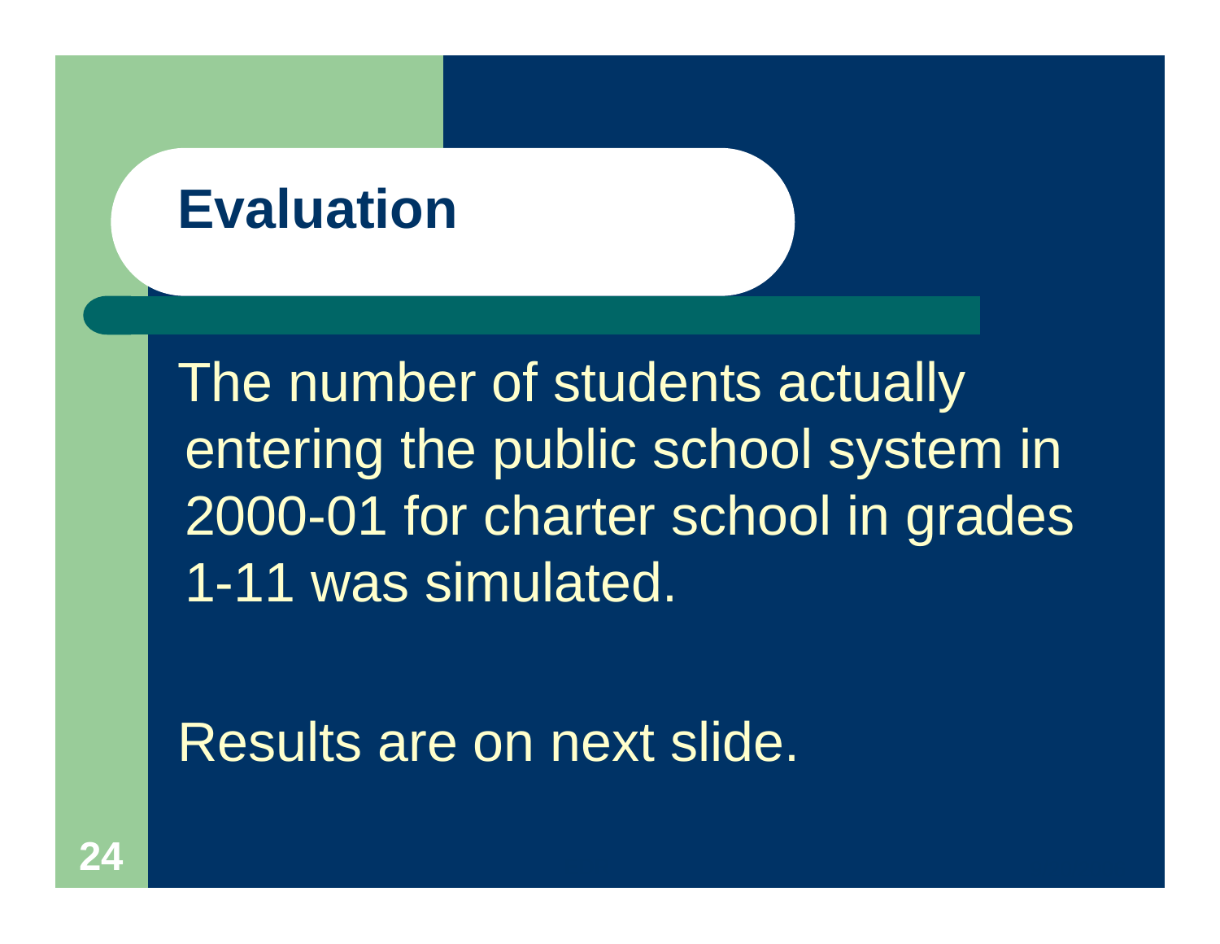# Evaluation

The number of students actually entering the public school system in 2000-01 for charter school in grades 1-11 was simulated.

Results are on next slide.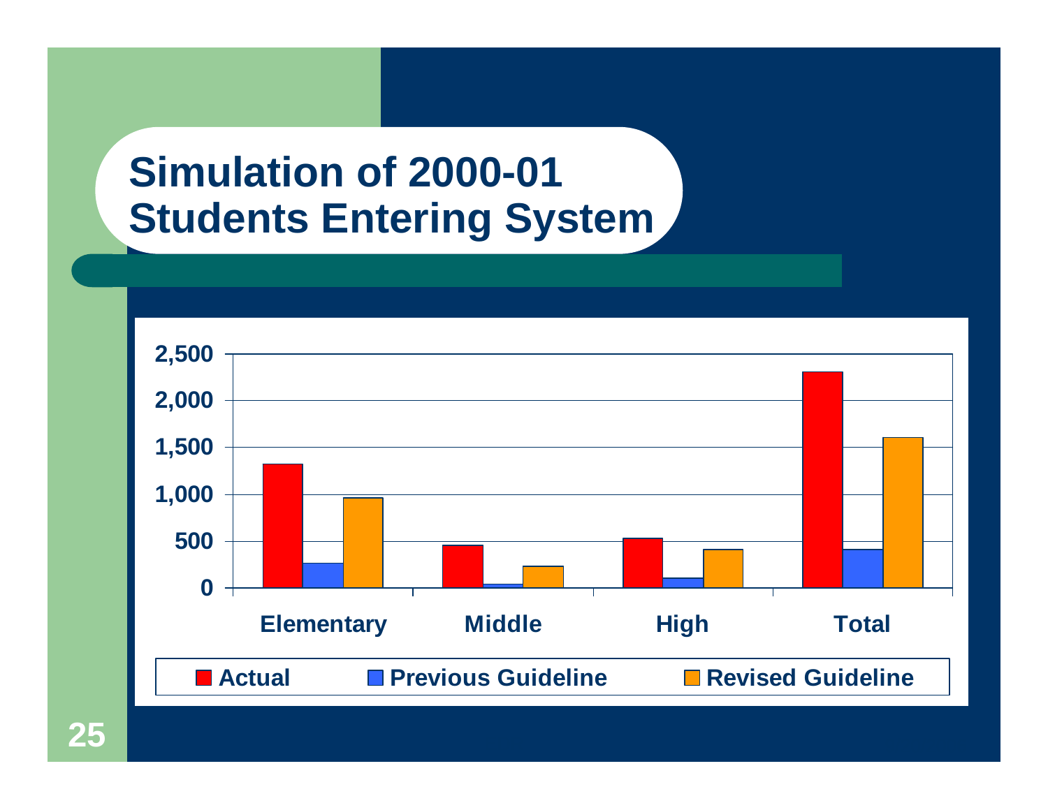# Simulation of 2000-01 Students Entering System

2,500
2,000
1,500
1,000
500
0

Elementary
Middle
High
Total

Actual
Previous Guideline
Revised Guideline